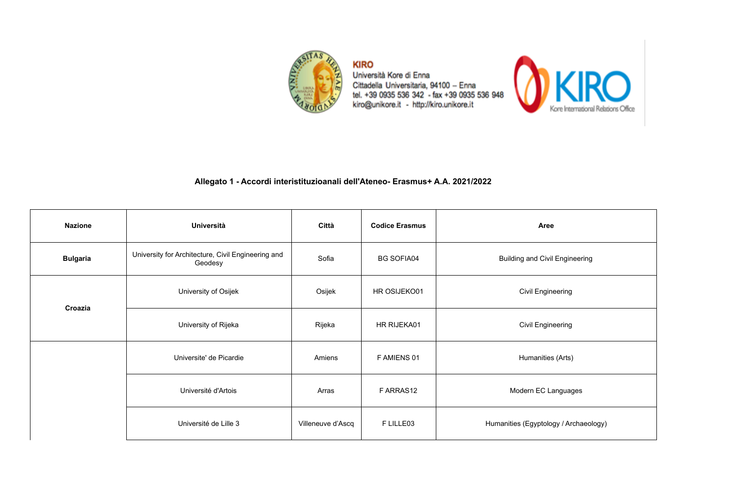KIRO
Università Kore di Enna
Cittadella Universitaria, 94100 – Enna
tel. +39 0935 536 342 - fax +39 0935 536 948
kiro@unikore.it - http://kiro.unikore.it

**Allegato 1 - Accordi interistituzioanali dell'Ateneo- Erasmus+ A.A. 2021/2022**

| Nazione | Università | Città | Codice Erasmus | Aree |
|---|---|---|---|---|
| **Bulgaria** | University for Architecture, Civil Engineering and Geodesy | Sofia | BG SOFIA04 | Building and Civil Engineering |
| **Croazia** | University of Osijek | Osijek | HR OSIJEKO01 | Civil Engineering |
| | University of Rijeka | Rijeka | HR RIJEKA01 | Civil Engineering |
| | Universite' de Picardie | Amiens | F AMIENS 01 | Humanities (Arts) |
| | Université d'Artois | Arras | F ARRAS12 | Modern EC Languages |
| | Université de Lille 3 | Villeneuve d'Ascq | F LILLE03 | Humanities (Egyptology / Archaeology) |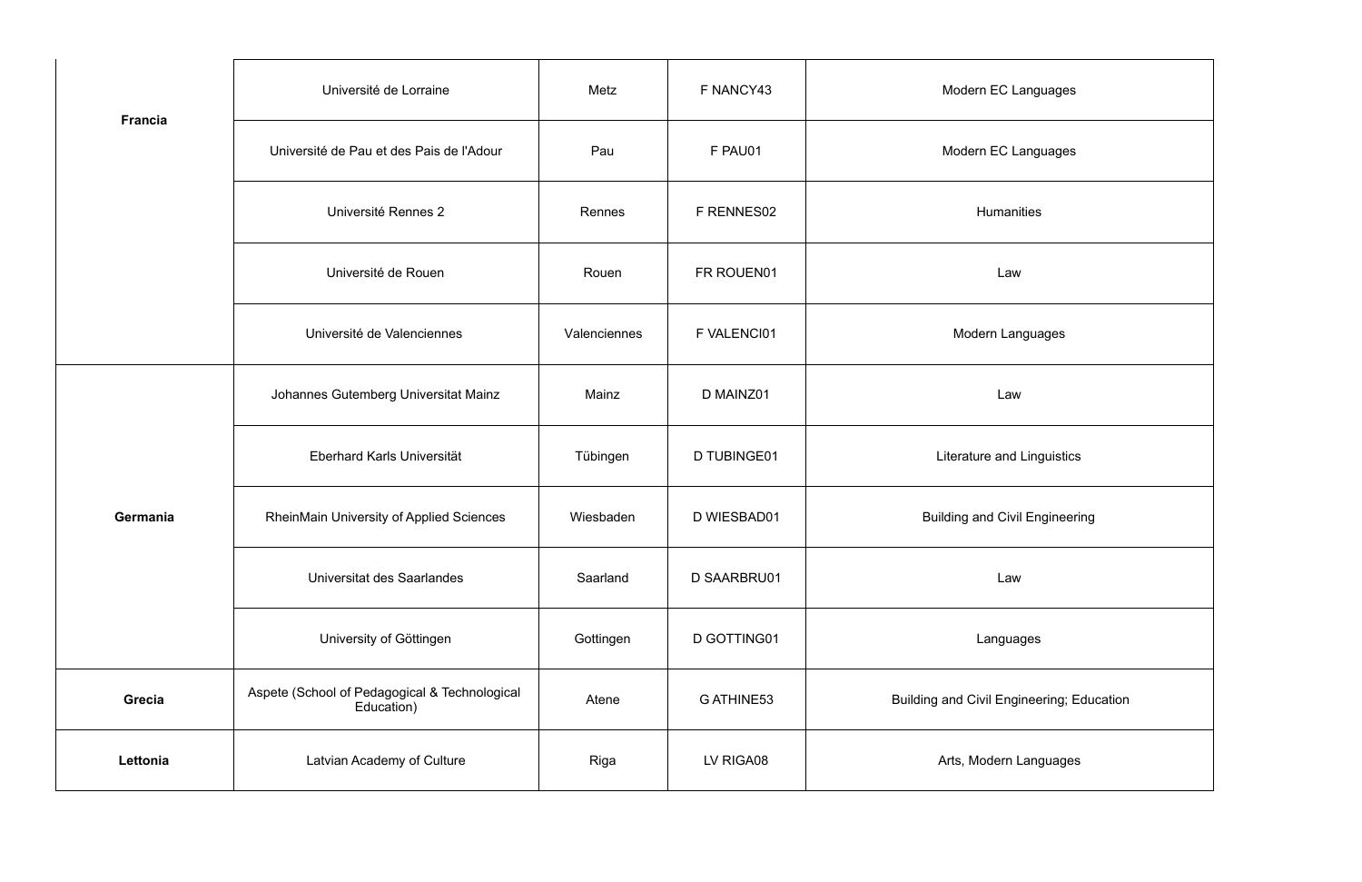| | | | | |
|---|---|---|---|---|
| **Francia** | Université de Lorraine | Metz | F NANCY43 | Modern EC Languages |
| | Université de Pau et des Pais de l'Adour | Pau | F PAU01 | Modern EC Languages |
| | Université Rennes 2 | Rennes | F RENNES02 | Humanities |
| | Université de Rouen | Rouen | FR ROUEN01 | Law |
| | Université de Valenciennes | Valenciennes | F VALENCI01 | Modern Languages |
| **Germania** | Johannes Gutemberg Universitat Mainz | Mainz | D MAINZ01 | Law |
| | Eberhard Karls Universität | Tübingen | D TUBINGE01 | Literature and Linguistics |
| | RheinMain University of Applied Sciences | Wiesbaden | D WIESBAD01 | Building and Civil Engineering |
| | Universitat des Saarlandes | Saarland | D SAARBRU01 | Law |
| | University of Göttingen | Gottingen | D GOTTING01 | Languages |
| **Grecia** | Aspete (School of Pedagogical & Technological Education) | Atene | G ATHINE53 | Building and Civil Engineering; Education |
| **Lettonia** | Latvian Academy of Culture | Riga | LV RIGA08 | Arts, Modern Languages |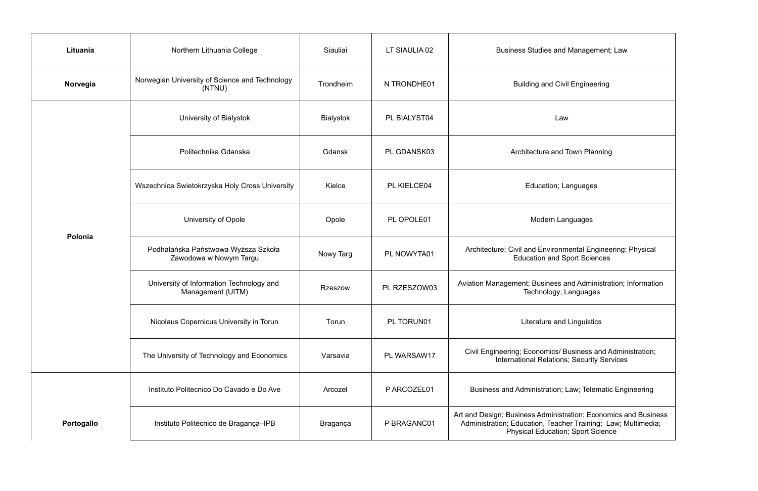| | | | | |
|---|---|---|---|---|
| **Lituania** | Northern Lithuania College | Siauliai | LT SIAULIA 02 | Business Studies and Management; Law |
| **Norvegia** | Norwegian University of Science and Technology (NTNU) | Trondheim | N TRONDHE01 | Building and Civil Engineering |
| **Polonia** | University of Bialystok | Bialystok | PL BIALYST04 | Law |
| | Politechnika Gdanska | Gdansk | PL GDANSK03 | Architecture and Town Planning |
| | Wszechnica Swietokrzyska Holy Cross University | Kielce | PL KIELCE04 | Education; Languages |
| | University of Opole | Opole | PL OPOLE01 | Modern Languages |
| | Podhalańska Państwowa Wyższa Szkoła Zawodowa w Nowym Targu | Nowy Targ | PL NOWYTA01 | Architecture; Civil and Environmental Engineering; Physical Education and Sport Sciences |
| | University of Information Technology and Management (UITM) | Rzeszow | PL RZESZOW03 | Aviation Management; Business and Administration; Information Technology; Languages |
| | Nicolaus Copernicus University in Torun | Torun | PL TORUN01 | Literature and Linguistics |
| | The University of Technology and Economics | Varsavia | PL WARSAW17 | Civil Engineering; Economics/ Business and Administration; International Relations; Security Services |
| **Portogallo** | Instituto Politecnico Do Cavado e Do Ave | Arcozel | P ARCOZEL01 | Business and Administration; Law; Telematic Engineering |
| | Instituto Politécnico de Bragança–IPB | Bragança | P BRAGANC01 | Art and Design; Business Administration; Economics and Business Administration; Education, Teacher Training; Law; Multimedia; Physical Education; Sport Science |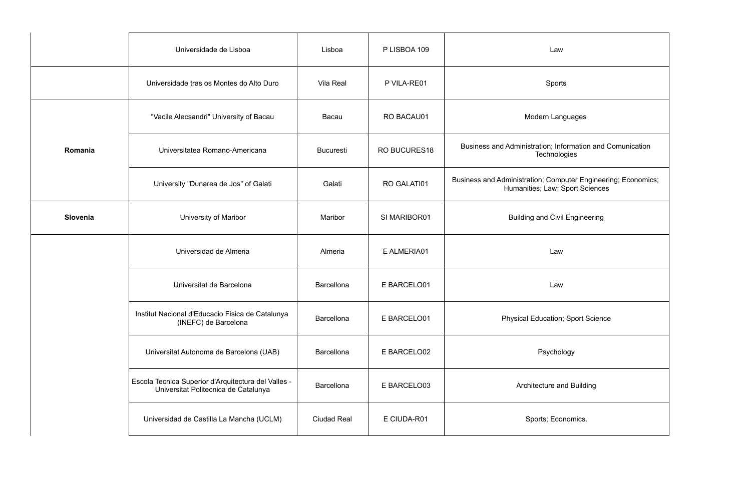| | | | | |
|---|---|---|---|---|
| | Universidade de Lisboa | Lisboa | P LISBOA 109 | Law |
| | Universidade tras os Montes do Alto Duro | Vila Real | P VILA-RE01 | Sports |
| **Romania** | "Vacile Alecsandri" University of Bacau | Bacau | RO BACAU01 | Modern Languages |
| | Universitatea Romano-Americana | Bucuresti | RO BUCURES18 | Business and Administration; Information and Comunication Technologies |
| | University "Dunarea de Jos" of Galati | Galati | RO GALATI01 | Business and Administration; Computer Engineering; Economics; Humanities; Law; Sport Sciences |
| **Slovenia** | University of Maribor | Maribor | SI MARIBOR01 | Building and Civil Engineering |
| | Universidad de Almeria | Almeria | E ALMERIA01 | Law |
| | Universitat de Barcelona | Barcellona | E BARCELO01 | Law |
| | Institut Nacional d'Educacio Fisica de Catalunya (INEFC) de Barcelona | Barcellona | E BARCELO01 | Physical Education; Sport Science |
| | Universitat Autonoma de Barcelona (UAB) | Barcellona | E BARCELO02 | Psychology |
| | Escola Tecnica Superior d'Arquitectura del Valles - Universitat Politecnica de Catalunya | Barcellona | E BARCELO03 | Architecture and Building |
| | Universidad de Castilla La Mancha (UCLM) | Ciudad Real | E CIUDA-R01 | Sports; Economics. |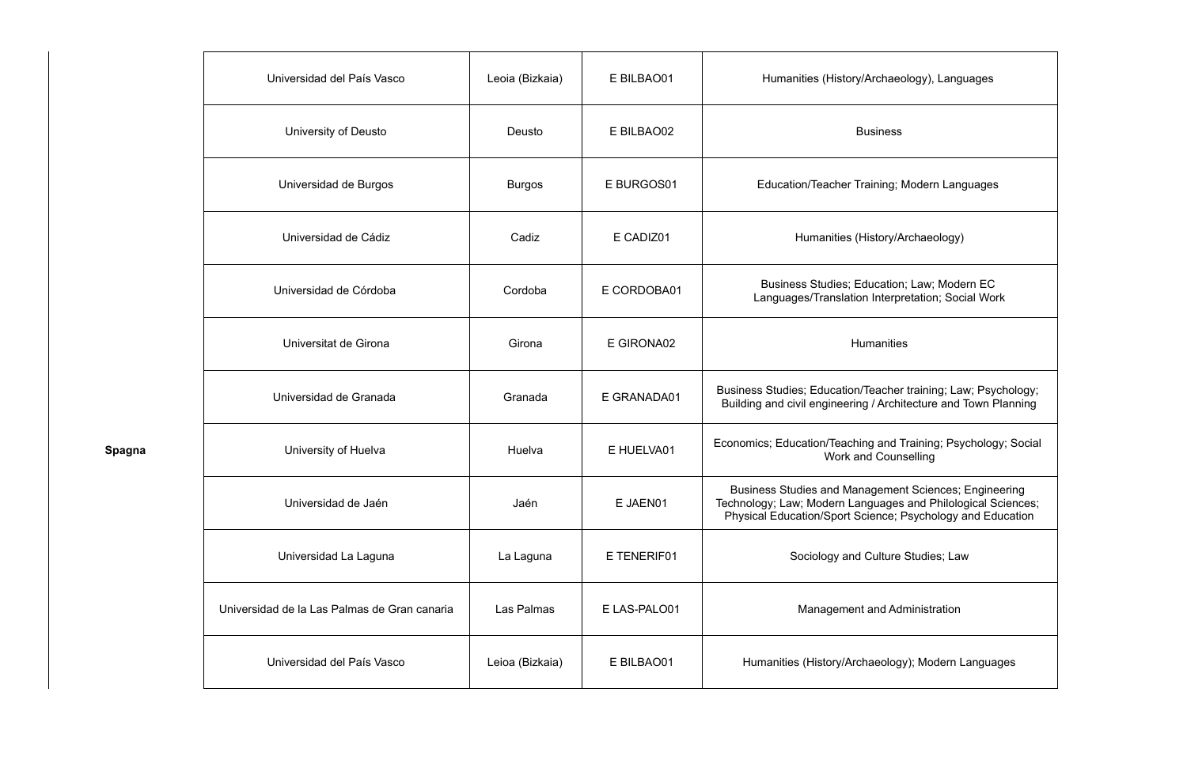| | | | | |
|---|---|---|---|---|
| Spagna | Universidad del País Vasco | Leoia (Bizkaia) | E BILBAO01 | Humanities (History/Archaeology), Languages |
| | University of Deusto | Deusto | E BILBAO02 | Business |
| | Universidad de Burgos | Burgos | E BURGOS01 | Education/Teacher Training; Modern Languages |
| | Universidad de Cádiz | Cadiz | E CADIZ01 | Humanities (History/Archaeology) |
| | Universidad de Córdoba | Cordoba | E CORDOBA01 | Business Studies; Education; Law; Modern EC Languages/Translation Interpretation; Social Work |
| | Universitat de Girona | Girona | E GIRONA02 | Humanities |
| | Universidad de Granada | Granada | E GRANADA01 | Business Studies; Education/Teacher training; Law; Psychology; Building and civil engineering / Architecture and Town Planning |
| | University of Huelva | Huelva | E HUELVA01 | Economics; Education/Teaching and Training; Psychology; Social Work and Counselling |
| | Universidad de Jaén | Jaén | E JAEN01 | Business Studies and Management Sciences; Engineering Technology; Law; Modern Languages and Philological Sciences; Physical Education/Sport Science; Psychology and Education |
| | Universidad La Laguna | La Laguna | E TENERIF01 | Sociology and Culture Studies; Law |
| | Universidad de la Las Palmas de Gran canaria | Las Palmas | E LAS-PALO01 | Management and Administration |
| | Universidad del País Vasco | Leioa (Bizkaia) | E BILBAO01 | Humanities (History/Archaeology); Modern Languages |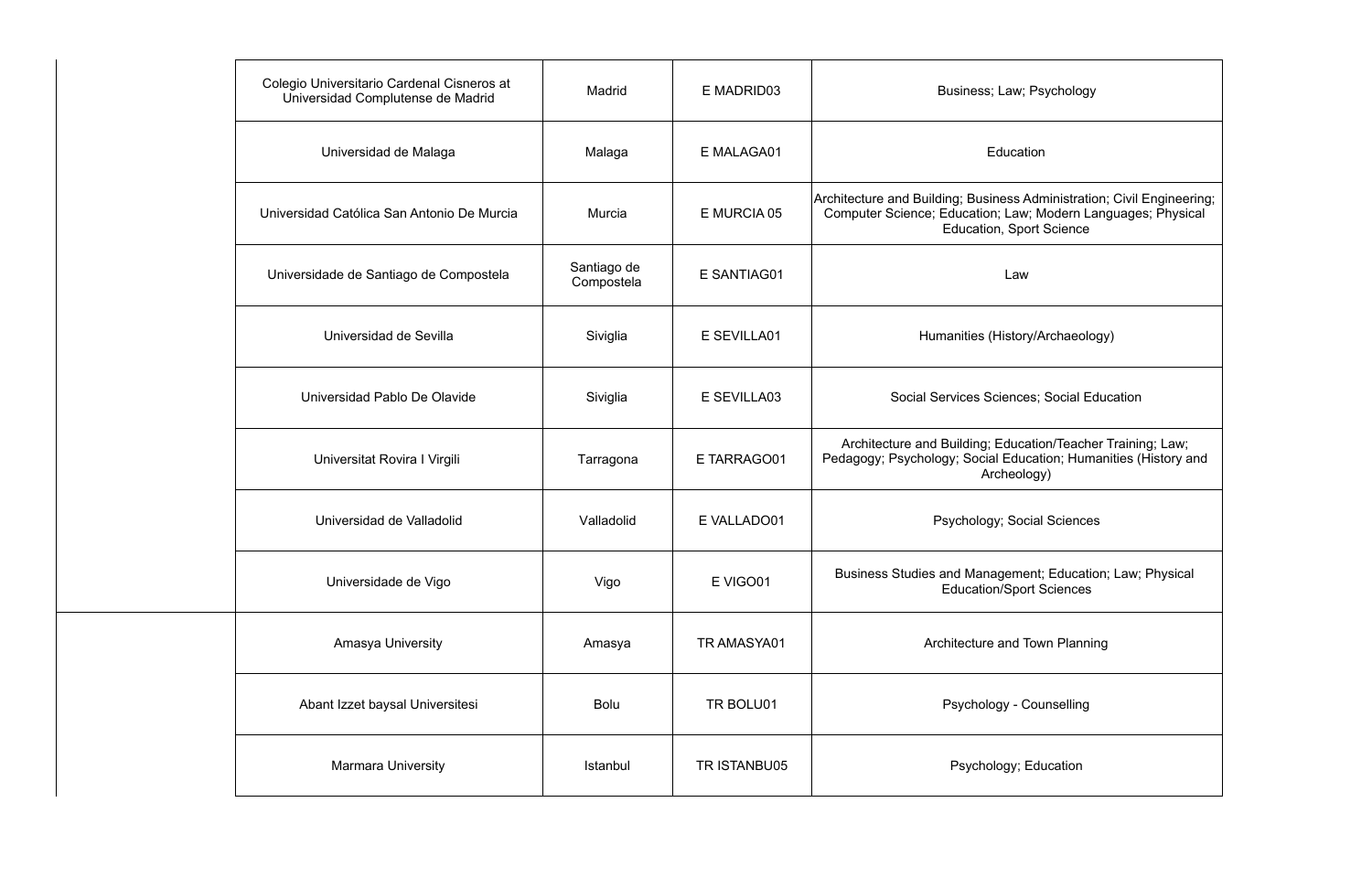| | | | | |
|---|---|---|---|---|
| | Colegio Universitario Cardenal Cisneros at Universidad Complutense de Madrid | Madrid | E MADRID03 | Business; Law; Psychology |
| | Universidad de Malaga | Malaga | E MALAGA01 | Education |
| | Universidad Católica San Antonio De Murcia | Murcia | E MURCIA 05 | Architecture and Building; Business Administration; Civil Engineering; Computer Science; Education; Law; Modern Languages; Physical Education, Sport Science |
| | Universidade de Santiago de Compostela | Santiago de Compostela | E SANTIAG01 | Law |
| | Universidad de Sevilla | Siviglia | E SEVILLA01 | Humanities (History/Archaeology) |
| | Universidad Pablo De Olavide | Siviglia | E SEVILLA03 | Social Services Sciences; Social Education |
| | Universitat Rovira I Virgili | Tarragona | E TARRAGO01 | Architecture and Building; Education/Teacher Training; Law; Pedagogy; Psychology; Social Education; Humanities (History and Archeology) |
| | Universidad de Valladolid | Valladolid | E VALLADO01 | Psychology; Social Sciences |
| | Universidade de Vigo | Vigo | E VIGO01 | Business Studies and Management; Education; Law; Physical Education/Sport Sciences |
| | Amasya University | Amasya | TR AMASYA01 | Architecture and Town Planning |
| | Abant Izzet baysal Universitesi | Bolu | TR BOLU01 | Psychology - Counselling |
| | Marmara University | Istanbul | TR ISTANBU05 | Psychology; Education |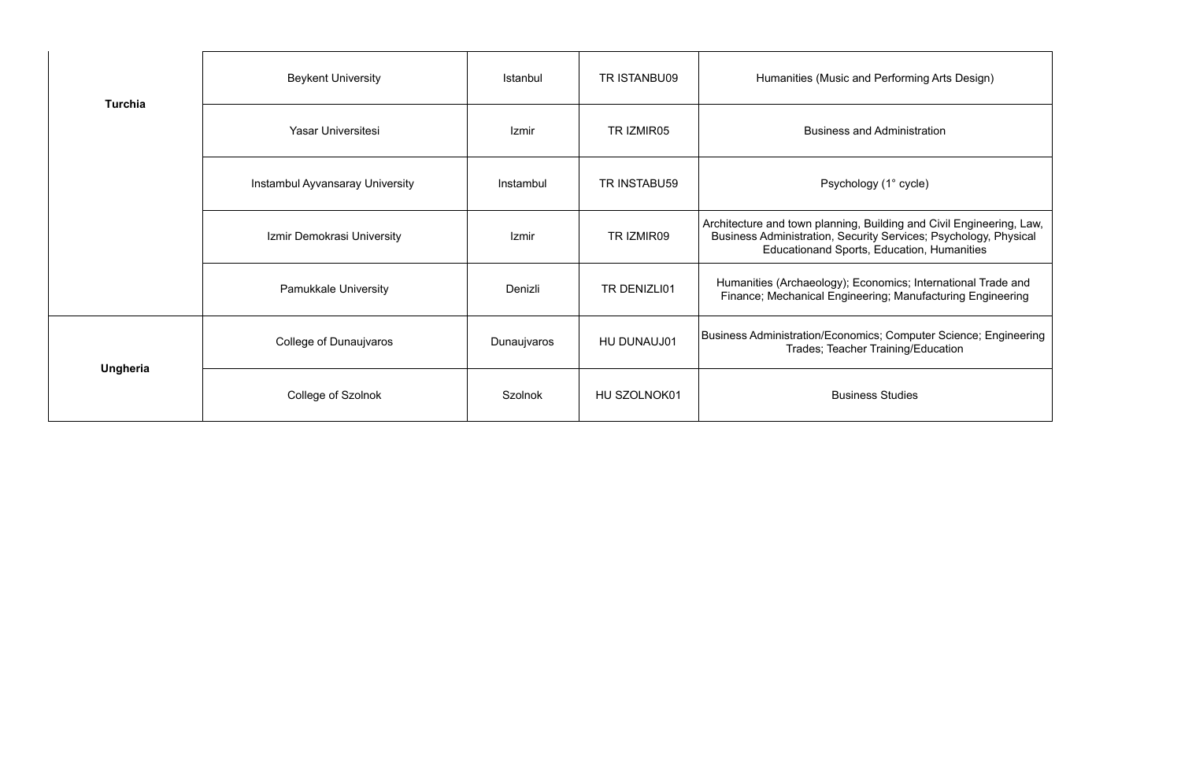| | | | | |
|---|---|---|---|---|
| **Turchia** | Beykent University | Istanbul | TR ISTANBU09 | Humanities (Music and Performing Arts Design) |
| | Yasar Universitesi | Izmir | TR IZMIR05 | Business and Administration |
| | Instambul Ayvansaray University | Instambul | TR INSTABU59 | Psychology (1° cycle) |
| | Izmir Demokrasi University | Izmir | TR IZMIR09 | Architecture and town planning, Building and Civil Engineering, Law, Business Administration, Security Services; Psychology, Physical Educationand Sports, Education, Humanities |
| | Pamukkale University | Denizli | TR DENIZLI01 | Humanities (Archaeology); Economics; International Trade and Finance; Mechanical Engineering; Manufacturing Engineering |
| **Ungheria** | College of Dunaujvaros | Dunaujvaros | HU DUNAUJ01 | Business Administration/Economics; Computer Science; Engineering Trades; Teacher Training/Education |
| | College of Szolnok | Szolnok | HU SZOLNOK01 | Business Studies |